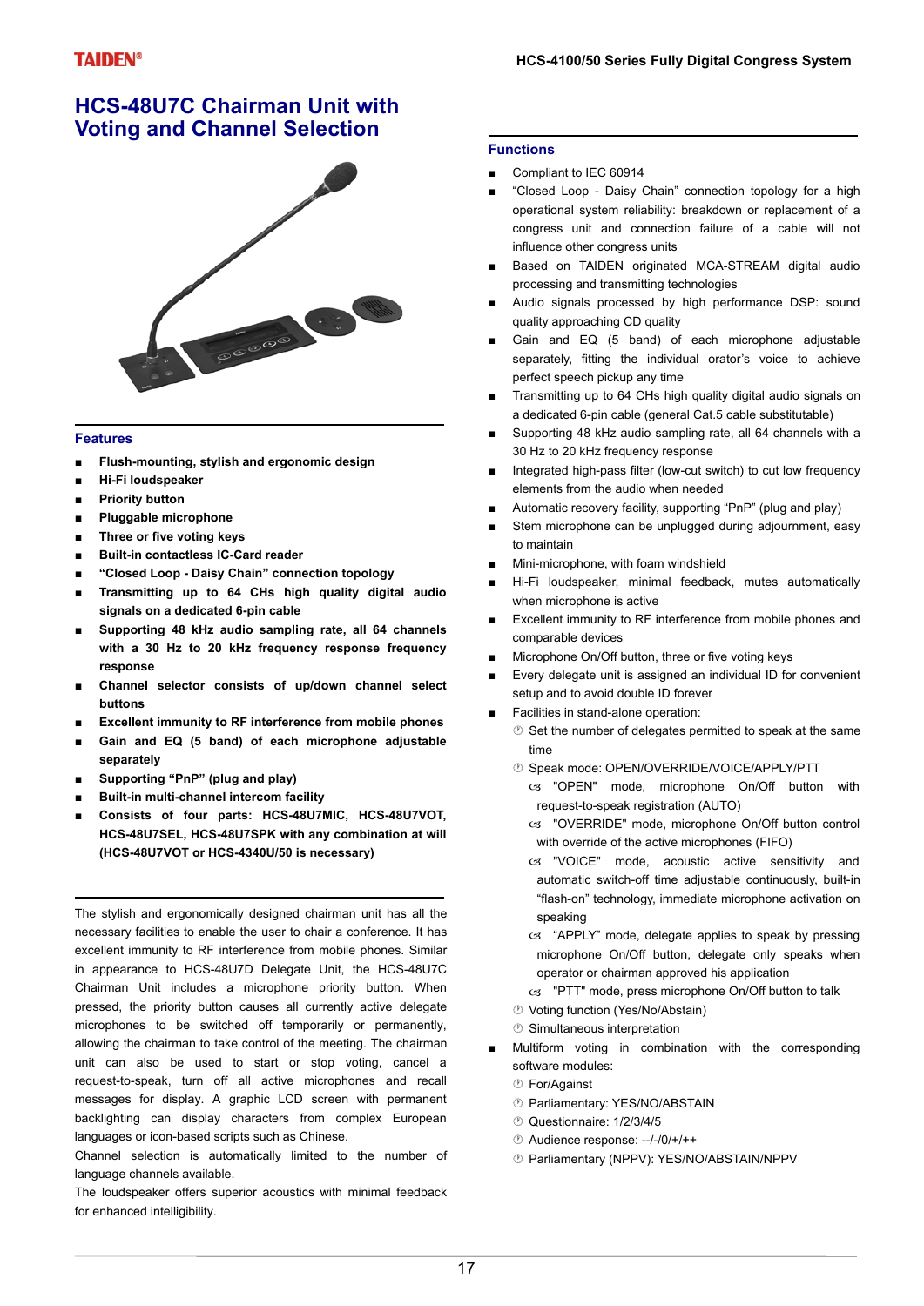# HCS-48U7C Chairman Unit with Voting and Channel Selection

## Features

- **Flush-mounting, stylish and ergonomic design**
- **Hi-Fi loudspeaker**
- **Priority button**
- **Pluggable microphone**
- **Three or five voting keys**
- **Built-in contactless IC-Card reader**
- **"Closed Loop - Daisy Chain" connection topology**
- **Transmitting up to 64 CHs high quality digital audio signals on a dedicated 6-pin cable**
- **Supporting 48 kHz audio sampling rate, all 64 channels with a 30 Hz to 20 kHz frequency response frequency response**
- **Channel selector consists of up/down channel select buttons**
- **Excellent immunity to RF interference from mobile phones**
- **Gain and EQ (5 band) of each microphone adjustable separately**
- **Supporting "PnP" (plug and play)**
- **Built-in multi-channel intercom facility**
- **Consists of four parts: HCS-48U7MIC, HCS-48U7VOT, HCS-48U7SEL, HCS-48U7SPK with any combination at will (HCS-48U7VOT or HCS-4340U/50 is necessary)**

The stylish and ergonomically designed chairman unit has all the necessary facilities to enable the user to chair a conference. It has excellent immunity to RF interference from mobile phones. Similar in appearance to HCS-48U7D Delegate Unit, the HCS-48U7C Chairman Unit includes a microphone priority button. When pressed, the priority button causes all currently active delegate microphones to be switched off temporarily or permanently, allowing the chairman to take control of the meeting. The chairman unit can also be used to start or stop voting, cancel a request-to-speak, turn off all active microphones and recall messages for display. A graphic LCD screen with permanent backlighting can display characters from complex European languages or icon-based scripts such as Chinese.

Channel selection is automatically limited to the number of language channels available.

The loudspeaker offers superior acoustics with minimal feedback for enhanced intelligibility.

## Functions

- Compliant to IEC 60914
- "Closed Loop - Daisy Chain" connection topology for a high operational system reliability: breakdown or replacement of a congress unit and connection failure of a cable will not influence other congress units
- Based on TAIDEN originated MCA-STREAM digital audio processing and transmitting technologies
- Audio signals processed by high performance DSP: sound quality approaching CD quality
- Gain and EQ (5 band) of each microphone adjustable separately, fitting the individual orator's voice to achieve perfect speech pickup any time
- Transmitting up to 64 CHs high quality digital audio signals on a dedicated 6-pin cable (general Cat.5 cable substitutable)
- Supporting 48 kHz audio sampling rate, all 64 channels with a 30 Hz to 20 kHz frequency response
- Integrated high-pass filter (low-cut switch) to cut low frequency elements from the audio when needed
- Automatic recovery facility, supporting "PnP" (plug and play)
- Stem microphone can be unplugged during adjournment, easy to maintain
- Mini-microphone, with foam windshield
- Hi-Fi loudspeaker, minimal feedback, mutes automatically when microphone is active
- Excellent immunity to RF interference from mobile phones and comparable devices
- Microphone On/Off button, three or five voting keys
- Every delegate unit is assigned an individual ID for convenient setup and to avoid double ID forever
- Facilities in stand-alone operation:
  - Set the number of delegates permitted to speak at the same time
  - Speak mode: OPEN/OVERRIDE/VOICE/APPLY/PTT
    - "OPEN" mode, microphone On/Off button with request-to-speak registration (AUTO)
    - "OVERRIDE" mode, microphone On/Off button control with override of the active microphones (FIFO)
    - "VOICE" mode, acoustic active sensitivity and automatic switch-off time adjustable continuously, built-in "flash-on" technology, immediate microphone activation on speaking
    - "APPLY" mode, delegate applies to speak by pressing microphone On/Off button, delegate only speaks when operator or chairman approved his application
    - "PTT" mode, press microphone On/Off button to talk
  - Voting function (Yes/No/Abstain)
  - Simultaneous interpretation
- Multiform voting in combination with the corresponding software modules:
  - For/Against
  - Parliamentary: YES/NO/ABSTAIN
  - Questionnaire: 1/2/3/4/5
  - Audience response: --/-/0/+/++
  - Parliamentary (NPPV): YES/NO/ABSTAIN/NPPV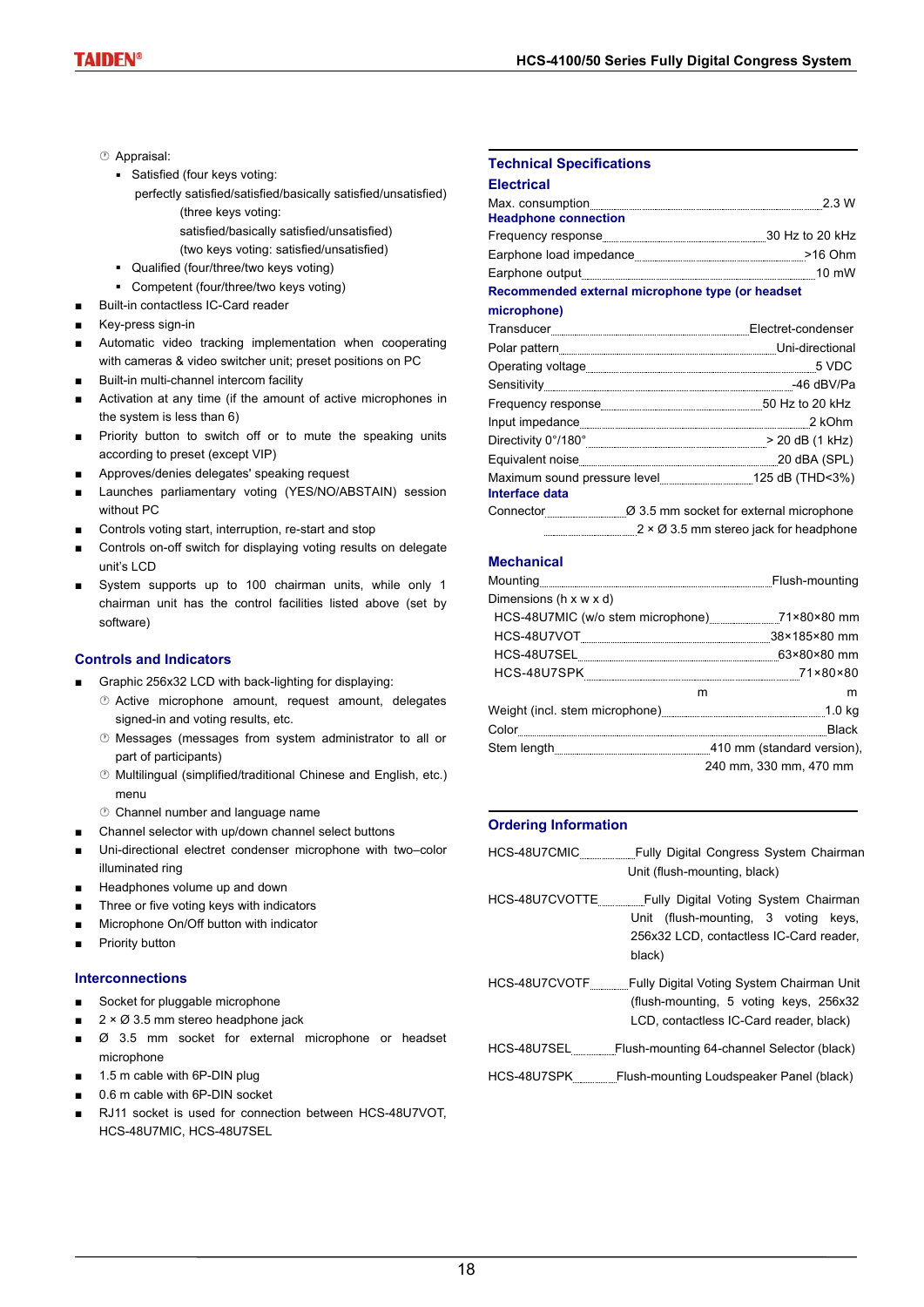- Appraisal:
  - Satisfied (four keys voting:
    perfectly satisfied/satisfied/basically satisfied/unsatisfied)
    (three keys voting:
    satisfied/basically satisfied/unsatisfied)
    (two keys voting: satisfied/unsatisfied)
  - Qualified (four/three/two keys voting)
  - Competent (four/three/two keys voting)
- Built-in contactless IC-Card reader
- Key-press sign-in
- Automatic video tracking implementation when cooperating with cameras & video switcher unit; preset positions on PC
- Built-in multi-channel intercom facility
- Activation at any time (if the amount of active microphones in the system is less than 6)
- Priority button to switch off or to mute the speaking units according to preset (except VIP)
- Approves/denies delegates' speaking request
- Launches parliamentary voting (YES/NO/ABSTAIN) session without PC
- Controls voting start, interruption, re-start and stop
- Controls on-off switch for displaying voting results on delegate unit's LCD
- System supports up to 100 chairman units, while only 1 chairman unit has the control facilities listed above (set by software)

## Controls and Indicators

- Graphic 256x32 LCD with back-lighting for displaying:
  - Active microphone amount, request amount, delegates signed-in and voting results, etc.
  - Messages (messages from system administrator to all or part of participants)
  - Multilingual (simplified/traditional Chinese and English, etc.) menu
  - Channel number and language name
- Channel selector with up/down channel select buttons
- Uni-directional electret condenser microphone with two–color illuminated ring
- Headphones volume up and down
- Three or five voting keys with indicators
- Microphone On/Off button with indicator
- Priority button

## Interconnections

- Socket for pluggable microphone
- 2 × Ø 3.5 mm stereo headphone jack
- Ø 3.5 mm socket for external microphone or headset microphone
- 1.5 m cable with 6P-DIN plug
- 0.6 m cable with 6P-DIN socket
- RJ11 socket is used for connection between HCS-48U7VOT, HCS-48U7MIC, HCS-48U7SEL

## Technical Specifications

### Electrical

Max. consumption ............ 2.3 W

**Headphone connection**

Frequency response ............ 30 Hz to 20 kHz
Earphone load impedance ............ >16 Ohm
Earphone output ............ 10 mW

**Recommended external microphone type (or headset microphone)**

Transducer ............ Electret-condenser
Polar pattern ............ Uni-directional
Operating voltage ............ 5 VDC
Sensitivity ............ -46 dBV/Pa
Frequency response ............ 50 Hz to 20 kHz
Input impedance ............ 2 kOhm
Directivity 0°/180° ............ > 20 dB (1 kHz)
Equivalent noise ............ 20 dBA (SPL)
Maximum sound pressure level ............ 125 dB (THD<3%)

**Interface data**

Connector ............ Ø 3.5 mm socket for external microphone
............ 2 × Ø 3.5 mm stereo jack for headphone

### Mechanical

Mounting ............ Flush-mounting
Dimensions (h x w x d)
HCS-48U7MIC (w/o stem microphone) ............ 71×80×80 mm
HCS-48U7VOT ............ 38×185×80 mm
HCS-48U7SEL ............ 63×80×80 mm
HCS-48U7SPK ............ 71×80×80 mm
Weight (incl. stem microphone) ............ 1.0 kg
Color ............ Black
Stem length ............ 410 mm (standard version), 240 mm, 330 mm, 470 mm

## Ordering Information

HCS-48U7CMIC ............ Fully Digital Congress System Chairman Unit (flush-mounting, black)

HCS-48U7CVOTTE ............ Fully Digital Voting System Chairman Unit (flush-mounting, 3 voting keys, 256x32 LCD, contactless IC-Card reader, black)

HCS-48U7CVOTF ............ Fully Digital Voting System Chairman Unit (flush-mounting, 5 voting keys, 256x32 LCD, contactless IC-Card reader, black)

HCS-48U7SEL ............ Flush-mounting 64-channel Selector (black)

HCS-48U7SPK ............ Flush-mounting Loudspeaker Panel (black)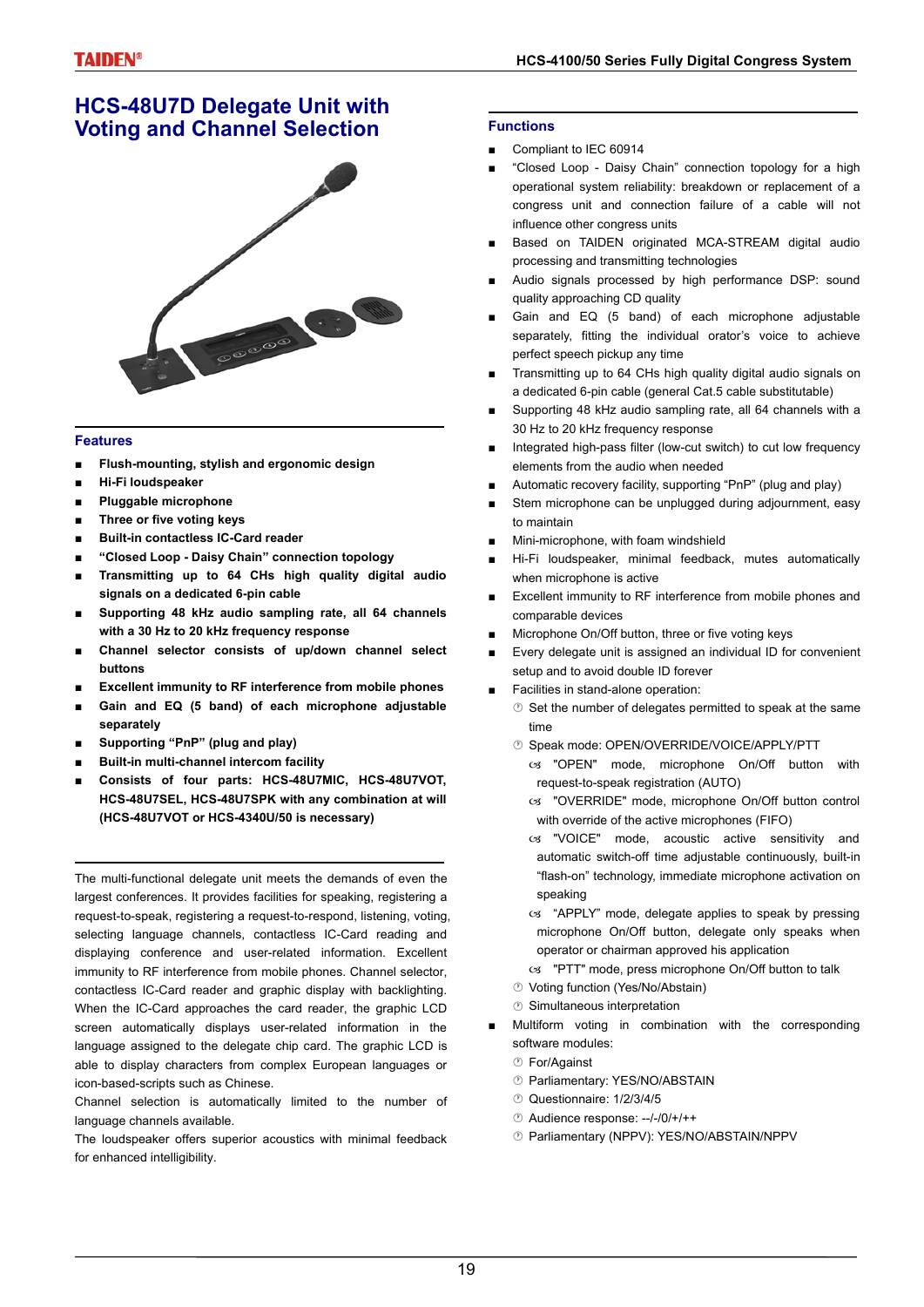# HCS-48U7D Delegate Unit with Voting and Channel Selection

## Features

- **Flush-mounting, stylish and ergonomic design**
- **Hi-Fi loudspeaker**
- **Pluggable microphone**
- **Three or five voting keys**
- **Built-in contactless IC-Card reader**
- **"Closed Loop - Daisy Chain" connection topology**
- **Transmitting up to 64 CHs high quality digital audio signals on a dedicated 6-pin cable**
- **Supporting 48 kHz audio sampling rate, all 64 channels with a 30 Hz to 20 kHz frequency response**
- **Channel selector consists of up/down channel select buttons**
- **Excellent immunity to RF interference from mobile phones**
- **Gain and EQ (5 band) of each microphone adjustable separately**
- **Supporting "PnP" (plug and play)**
- **Built-in multi-channel intercom facility**
- **Consists of four parts: HCS-48U7MIC, HCS-48U7VOT, HCS-48U7SEL, HCS-48U7SPK with any combination at will (HCS-48U7VOT or HCS-4340U/50 is necessary)**

The multi-functional delegate unit meets the demands of even the largest conferences. It provides facilities for speaking, registering a request-to-speak, registering a request-to-respond, listening, voting, selecting language channels, contactless IC-Card reading and displaying conference and user-related information. Excellent immunity to RF interference from mobile phones. Channel selector, contactless IC-Card reader and graphic display with backlighting. When the IC-Card approaches the card reader, the graphic LCD screen automatically displays user-related information in the language assigned to the delegate chip card. The graphic LCD is able to display characters from complex European languages or icon-based-scripts such as Chinese.

Channel selection is automatically limited to the number of language channels available.

The loudspeaker offers superior acoustics with minimal feedback for enhanced intelligibility.

## Functions

- Compliant to IEC 60914
- "Closed Loop - Daisy Chain" connection topology for a high operational system reliability: breakdown or replacement of a congress unit and connection failure of a cable will not influence other congress units
- Based on TAIDEN originated MCA-STREAM digital audio processing and transmitting technologies
- Audio signals processed by high performance DSP: sound quality approaching CD quality
- Gain and EQ (5 band) of each microphone adjustable separately, fitting the individual orator's voice to achieve perfect speech pickup any time
- Transmitting up to 64 CHs high quality digital audio signals on a dedicated 6-pin cable (general Cat.5 cable substitutable)
- Supporting 48 kHz audio sampling rate, all 64 channels with a 30 Hz to 20 kHz frequency response
- Integrated high-pass filter (low-cut switch) to cut low frequency elements from the audio when needed
- Automatic recovery facility, supporting "PnP" (plug and play)
- Stem microphone can be unplugged during adjournment, easy to maintain
- Mini-microphone, with foam windshield
- Hi-Fi loudspeaker, minimal feedback, mutes automatically when microphone is active
- Excellent immunity to RF interference from mobile phones and comparable devices
- Microphone On/Off button, three or five voting keys
- Every delegate unit is assigned an individual ID for convenient setup and to avoid double ID forever
- Facilities in stand-alone operation:
  - Set the number of delegates permitted to speak at the same time
  - Speak mode: OPEN/OVERRIDE/VOICE/APPLY/PTT
    - "OPEN" mode, microphone On/Off button with request-to-speak registration (AUTO)
    - "OVERRIDE" mode, microphone On/Off button control with override of the active microphones (FIFO)
    - "VOICE" mode, acoustic active sensitivity and automatic switch-off time adjustable continuously, built-in "flash-on" technology, immediate microphone activation on speaking
    - "APPLY" mode, delegate applies to speak by pressing microphone On/Off button, delegate only speaks when operator or chairman approved his application
    - "PTT" mode, press microphone On/Off button to talk
  - Voting function (Yes/No/Abstain)
  - Simultaneous interpretation
- Multiform voting in combination with the corresponding software modules:
  - For/Against
  - Parliamentary: YES/NO/ABSTAIN
  - Questionnaire: 1/2/3/4/5
  - Audience response: --/-/0/+/++
  - Parliamentary (NPPV): YES/NO/ABSTAIN/NPPV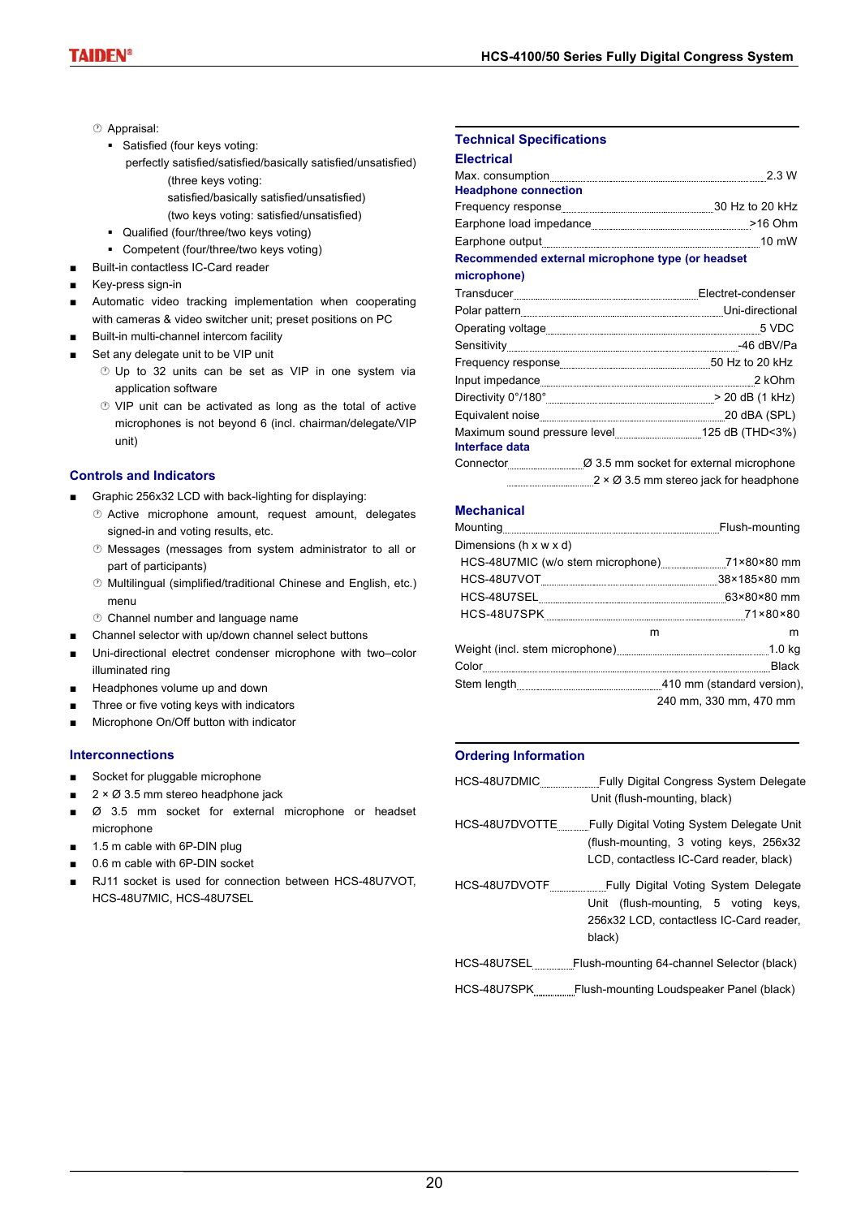- Appraisal:
  - Satisfied (four keys voting: perfectly satisfied/satisfied/basically satisfied/unsatisfied) (three keys voting: satisfied/basically satisfied/unsatisfied) (two keys voting: satisfied/unsatisfied)
  - Qualified (four/three/two keys voting)
  - Competent (four/three/two keys voting)

- Built-in contactless IC-Card reader
- Key-press sign-in
- Automatic video tracking implementation when cooperating with cameras & video switcher unit; preset positions on PC
- Built-in multi-channel intercom facility
- Set any delegate unit to be VIP unit
  - Up to 32 units can be set as VIP in one system via application software
  - VIP unit can be activated as long as the total of active microphones is not beyond 6 (incl. chairman/delegate/VIP unit)

## Controls and Indicators

- Graphic 256x32 LCD with back-lighting for displaying:
  - Active microphone amount, request amount, delegates signed-in and voting results, etc.
  - Messages (messages from system administrator to all or part of participants)
  - Multilingual (simplified/traditional Chinese and English, etc.) menu
  - Channel number and language name
- Channel selector with up/down channel select buttons
- Uni-directional electret condenser microphone with two–color illuminated ring
- Headphones volume up and down
- Three or five voting keys with indicators
- Microphone On/Off button with indicator

## Interconnections

- Socket for pluggable microphone
- 2 × Ø 3.5 mm stereo headphone jack
- Ø 3.5 mm socket for external microphone or headset microphone
- 1.5 m cable with 6P-DIN plug
- 0.6 m cable with 6P-DIN socket
- RJ11 socket is used for connection between HCS-48U7VOT, HCS-48U7MIC, HCS-48U7SEL

## Technical Specifications

### Electrical

Max. consumption ........ 2.3 W

**Headphone connection**

Frequency response ........ 30 Hz to 20 kHz
Earphone load impedance ........ >16 Ohm
Earphone output ........ 10 mW

**Recommended external microphone type (or headset microphone)**

Transducer ........ Electret-condenser
Polar pattern ........ Uni-directional
Operating voltage ........ 5 VDC
Sensitivity ........ -46 dBV/Pa
Frequency response ........ 50 Hz to 20 kHz
Input impedance ........ 2 kOhm
Directivity 0°/180° ........ > 20 dB (1 kHz)
Equivalent noise ........ 20 dBA (SPL)
Maximum sound pressure level ........ 125 dB (THD<3%)

**Interface data**

Connector ........ Ø 3.5 mm socket for external microphone
........ 2 × Ø 3.5 mm stereo jack for headphone

### Mechanical

Mounting ........ Flush-mounting
Dimensions (h x w x d)
HCS-48U7MIC (w/o stem microphone) ........ 71×80×80 mm
HCS-48U7VOT ........ 38×185×80 mm
HCS-48U7SEL ........ 63×80×80 mm
HCS-48U7SPK ........ 71×80×80 mm
Weight (incl. stem microphone) ........ 1.0 kg
Color ........ Black
Stem length ........ 410 mm (standard version), 240 mm, 330 mm, 470 mm

## Ordering Information

HCS-48U7DMIC ........ Fully Digital Congress System Delegate Unit (flush-mounting, black)

HCS-48U7DVOTTE ........ Fully Digital Voting System Delegate Unit (flush-mounting, 3 voting keys, 256x32 LCD, contactless IC-Card reader, black)

HCS-48U7DVOTF ........ Fully Digital Voting System Delegate Unit (flush-mounting, 5 voting keys, 256x32 LCD, contactless IC-Card reader, black)

HCS-48U7SEL ........ Flush-mounting 64-channel Selector (black)

HCS-48U7SPK ........ Flush-mounting Loudspeaker Panel (black)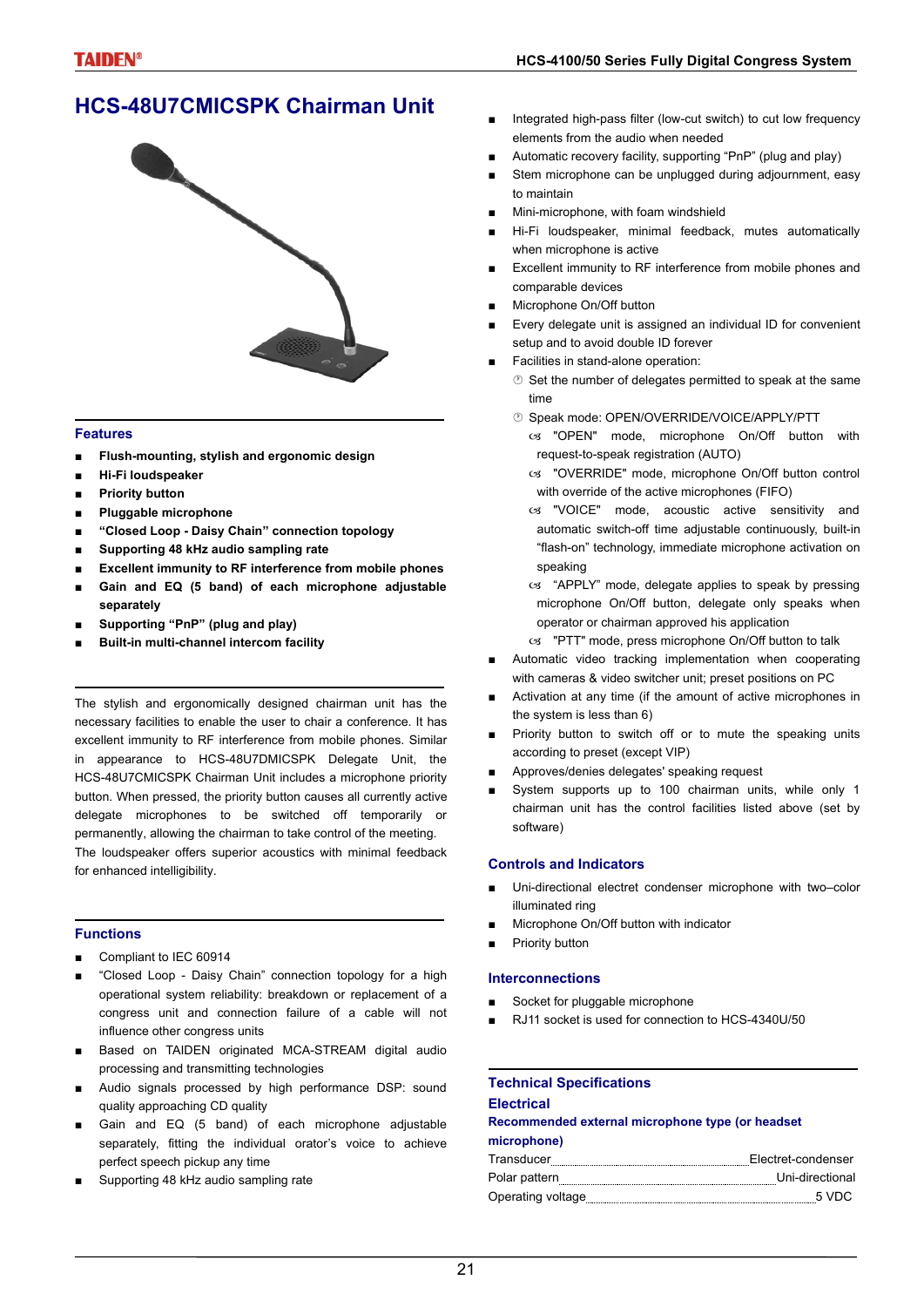# HCS-48U7CMICSPK Chairman Unit

## Features

- **Flush-mounting, stylish and ergonomic design**
- **Hi-Fi loudspeaker**
- **Priority button**
- **Pluggable microphone**
- **"Closed Loop - Daisy Chain" connection topology**
- **Supporting 48 kHz audio sampling rate**
- **Excellent immunity to RF interference from mobile phones**
- **Gain and EQ (5 band) of each microphone adjustable separately**
- **Supporting "PnP" (plug and play)**
- **Built-in multi-channel intercom facility**

The stylish and ergonomically designed chairman unit has the necessary facilities to enable the user to chair a conference. It has excellent immunity to RF interference from mobile phones. Similar in appearance to HCS-48U7DMICSPK Delegate Unit, the HCS-48U7CMICSPK Chairman Unit includes a microphone priority button. When pressed, the priority button causes all currently active delegate microphones to be switched off temporarily or permanently, allowing the chairman to take control of the meeting. The loudspeaker offers superior acoustics with minimal feedback for enhanced intelligibility.

## Functions

- Compliant to IEC 60914
- "Closed Loop - Daisy Chain" connection topology for a high operational system reliability: breakdown or replacement of a congress unit and connection failure of a cable will not influence other congress units
- Based on TAIDEN originated MCA-STREAM digital audio processing and transmitting technologies
- Audio signals processed by high performance DSP: sound quality approaching CD quality
- Gain and EQ (5 band) of each microphone adjustable separately, fitting the individual orator's voice to achieve perfect speech pickup any time
- Supporting 48 kHz audio sampling rate
- Integrated high-pass filter (low-cut switch) to cut low frequency elements from the audio when needed
- Automatic recovery facility, supporting "PnP" (plug and play)
- Stem microphone can be unplugged during adjournment, easy to maintain
- Mini-microphone, with foam windshield
- Hi-Fi loudspeaker, minimal feedback, mutes automatically when microphone is active
- Excellent immunity to RF interference from mobile phones and comparable devices
- Microphone On/Off button
- Every delegate unit is assigned an individual ID for convenient setup and to avoid double ID forever
- Facilities in stand-alone operation:
  - Set the number of delegates permitted to speak at the same time
  - Speak mode: OPEN/OVERRIDE/VOICE/APPLY/PTT
    - "OPEN" mode, microphone On/Off button with request-to-speak registration (AUTO)
    - "OVERRIDE" mode, microphone On/Off button control with override of the active microphones (FIFO)
    - "VOICE" mode, acoustic active sensitivity and automatic switch-off time adjustable continuously, built-in "flash-on" technology, immediate microphone activation on speaking
    - "APPLY" mode, delegate applies to speak by pressing microphone On/Off button, delegate only speaks when operator or chairman approved his application
    - "PTT" mode, press microphone On/Off button to talk
- Automatic video tracking implementation when cooperating with cameras & video switcher unit; preset positions on PC
- Activation at any time (if the amount of active microphones in the system is less than 6)
- Priority button to switch off or to mute the speaking units according to preset (except VIP)
- Approves/denies delegates' speaking request
- System supports up to 100 chairman units, while only 1 chairman unit has the control facilities listed above (set by software)

## Controls and Indicators

- Uni-directional electret condenser microphone with two–color illuminated ring
- Microphone On/Off button with indicator
- Priority button

## Interconnections

- Socket for pluggable microphone
- RJ11 socket is used for connection to HCS-4340U/50

## Technical Specifications

### Electrical

**Recommended external microphone type (or headset microphone)**

Transducer ........ Electret-condenser
Polar pattern ........ Uni-directional
Operating voltage ........ 5 VDC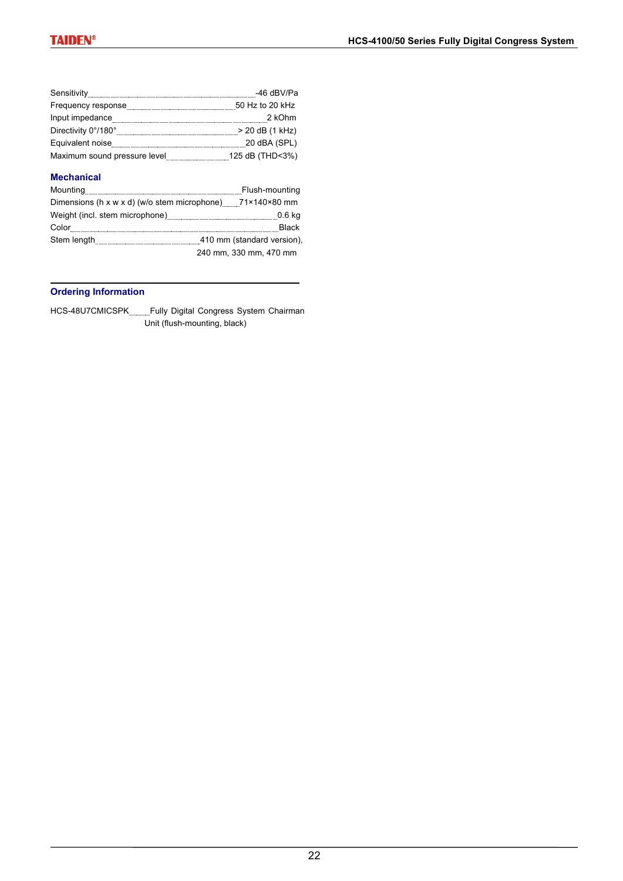| | |
|---|---|
| Sensitivity | -46 dBV/Pa |
| Frequency response | 50 Hz to 20 kHz |
| Input impedance | 2 kOhm |
| Directivity 0°/180° | > 20 dB (1 kHz) |
| Equivalent noise | 20 dBA (SPL) |
| Maximum sound pressure level | 125 dB (THD<3%) |

### Mechanical

| | |
|---|---|
| Mounting | Flush-mounting |
| Dimensions (h x w x d) (w/o stem microphone) | 71×140×80 mm |
| Weight (incl. stem microphone) | 0.6 kg |
| Color | Black |
| Stem length | 410 mm (standard version), 240 mm, 330 mm, 470 mm |

### Ordering Information

HCS-48U7CMICSPK ...... Fully Digital Congress System Chairman Unit (flush-mounting, black)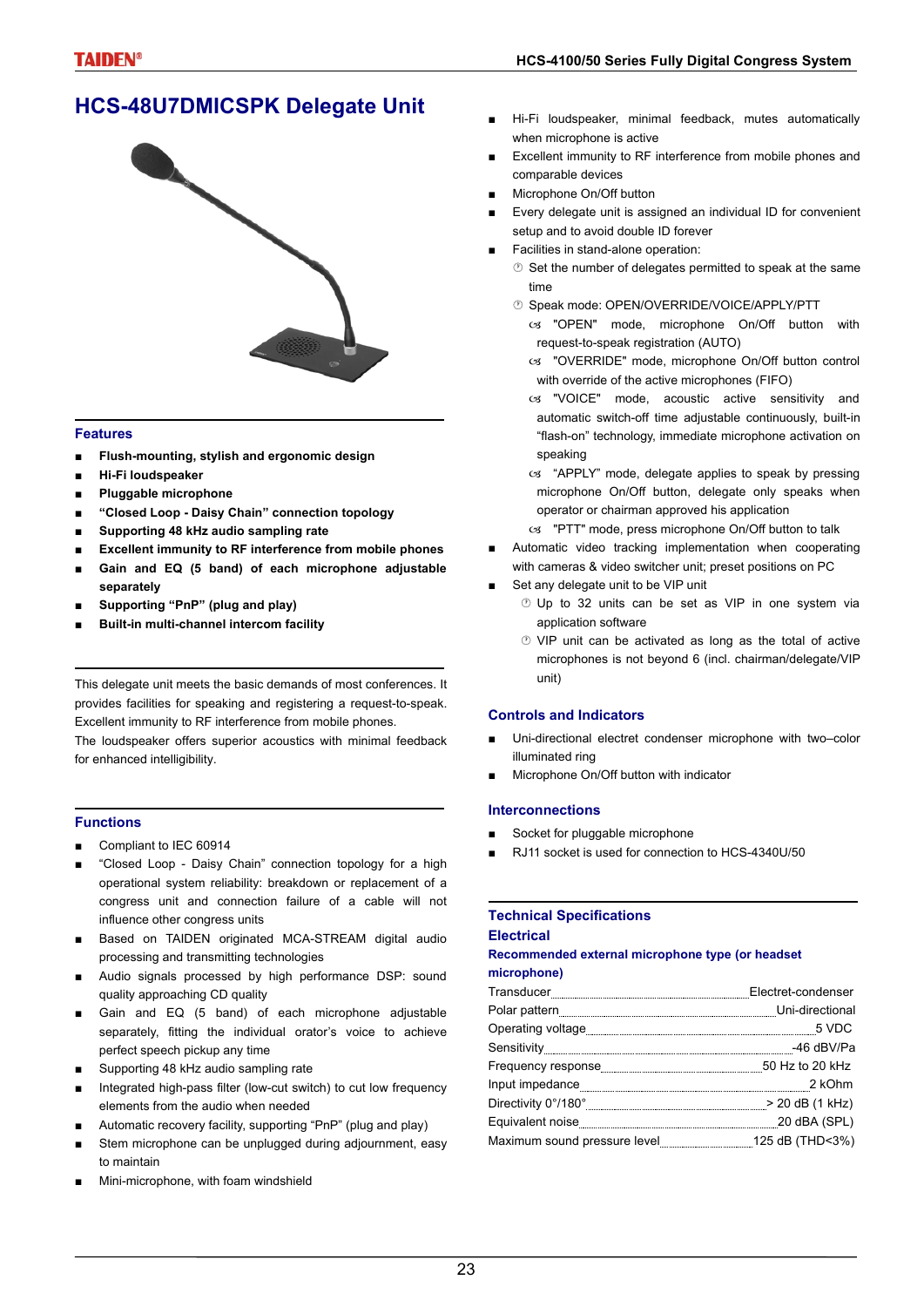# HCS-48U7DMICSPK Delegate Unit

## Features

- **Flush-mounting, stylish and ergonomic design**
- **Hi-Fi loudspeaker**
- **Pluggable microphone**
- **"Closed Loop - Daisy Chain" connection topology**
- **Supporting 48 kHz audio sampling rate**
- **Excellent immunity to RF interference from mobile phones**
- **Gain and EQ (5 band) of each microphone adjustable separately**
- **Supporting "PnP" (plug and play)**
- **Built-in multi-channel intercom facility**

This delegate unit meets the basic demands of most conferences. It provides facilities for speaking and registering a request-to-speak. Excellent immunity to RF interference from mobile phones.
The loudspeaker offers superior acoustics with minimal feedback for enhanced intelligibility.

## Functions

- Compliant to IEC 60914
- "Closed Loop - Daisy Chain" connection topology for a high operational system reliability: breakdown or replacement of a congress unit and connection failure of a cable will not influence other congress units
- Based on TAIDEN originated MCA-STREAM digital audio processing and transmitting technologies
- Audio signals processed by high performance DSP: sound quality approaching CD quality
- Gain and EQ (5 band) of each microphone adjustable separately, fitting the individual orator's voice to achieve perfect speech pickup any time
- Supporting 48 kHz audio sampling rate
- Integrated high-pass filter (low-cut switch) to cut low frequency elements from the audio when needed
- Automatic recovery facility, supporting "PnP" (plug and play)
- Stem microphone can be unplugged during adjournment, easy to maintain
- Mini-microphone, with foam windshield
- Hi-Fi loudspeaker, minimal feedback, mutes automatically when microphone is active
- Excellent immunity to RF interference from mobile phones and comparable devices
- Microphone On/Off button
- Every delegate unit is assigned an individual ID for convenient setup and to avoid double ID forever
- Facilities in stand-alone operation:
  - Set the number of delegates permitted to speak at the same time
  - Speak mode: OPEN/OVERRIDE/VOICE/APPLY/PTT
    - "OPEN" mode, microphone On/Off button with request-to-speak registration (AUTO)
    - "OVERRIDE" mode, microphone On/Off button control with override of the active microphones (FIFO)
    - "VOICE" mode, acoustic active sensitivity and automatic switch-off time adjustable continuously, built-in "flash-on" technology, immediate microphone activation on speaking
    - "APPLY" mode, delegate applies to speak by pressing microphone On/Off button, delegate only speaks when operator or chairman approved his application
    - "PTT" mode, press microphone On/Off button to talk
- Automatic video tracking implementation when cooperating with cameras & video switcher unit; preset positions on PC
- Set any delegate unit to be VIP unit
  - Up to 32 units can be set as VIP in one system via application software
  - VIP unit can be activated as long as the total of active microphones is not beyond 6 (incl. chairman/delegate/VIP unit)

## Controls and Indicators

- Uni-directional electret condenser microphone with two–color illuminated ring
- Microphone On/Off button with indicator

## Interconnections

- Socket for pluggable microphone
- RJ11 socket is used for connection to HCS-4340U/50

## Technical Specifications

### Electrical

#### Recommended external microphone type (or headset microphone)

| | |
|---|---|
| Transducer | Electret-condenser |
| Polar pattern | Uni-directional |
| Operating voltage | 5 VDC |
| Sensitivity | -46 dBV/Pa |
| Frequency response | 50 Hz to 20 kHz |
| Input impedance | 2 kOhm |
| Directivity 0°/180° | > 20 dB (1 kHz) |
| Equivalent noise | 20 dBA (SPL) |
| Maximum sound pressure level | 125 dB (THD<3%) |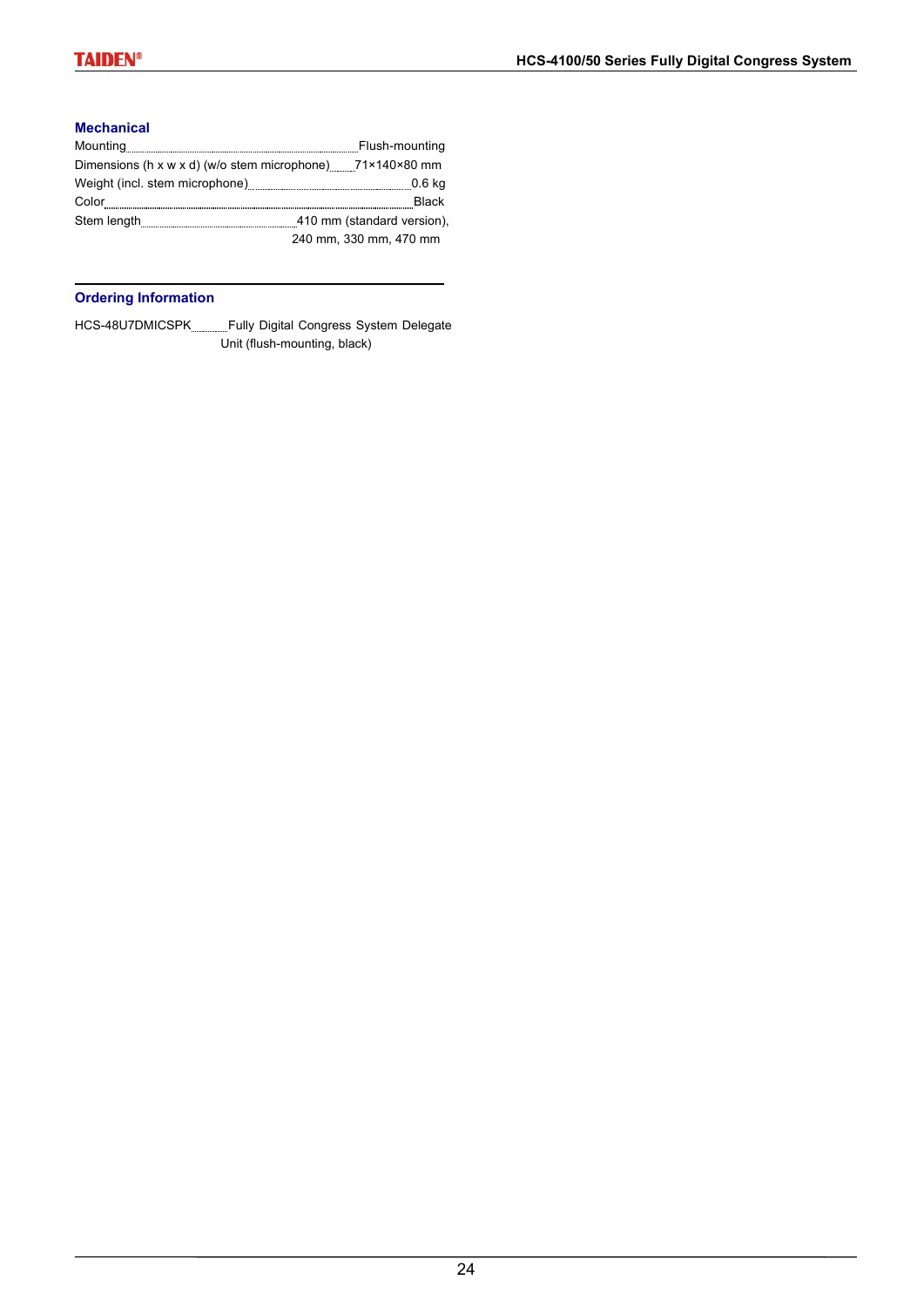### Mechanical

| | |
|---|---|
| Mounting | Flush-mounting |
| Dimensions (h x w x d) (w/o stem microphone) | 71×140×80 mm |
| Weight (incl. stem microphone) | 0.6 kg |
| Color | Black |
| Stem length | 410 mm (standard version), 240 mm, 330 mm, 470 mm |

### Ordering Information

| | |
|---|---|
| HCS-48U7DMICSPK | Fully Digital Congress System Delegate Unit (flush-mounting, black) |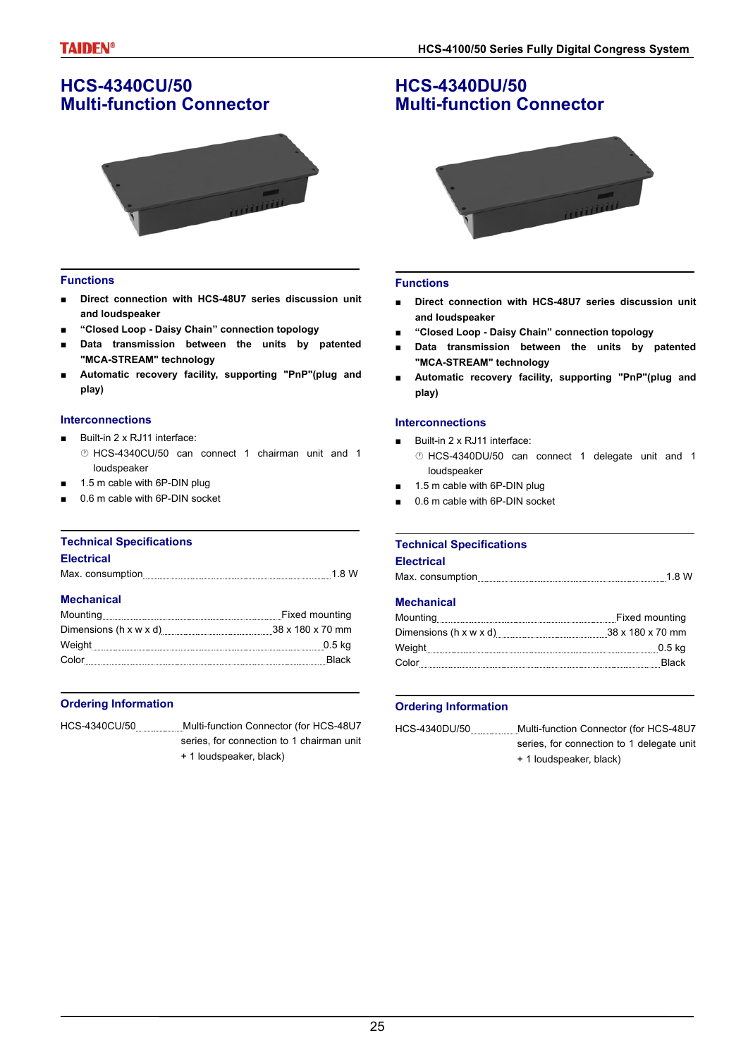# HCS-4340CU/50 Multi-function Connector

### Functions

- **Direct connection with HCS-48U7 series discussion unit and loudspeaker**
- **“Closed Loop - Daisy Chain” connection topology**
- **Data transmission between the units by patented "MCA-STREAM" technology**
- **Automatic recovery facility, supporting "PnP"(plug and play)**

### Interconnections

- Built-in 2 x RJ11 interface:
  - ① HCS-4340CU/50 can connect 1 chairman unit and 1 loudspeaker
- 1.5 m cable with 6P-DIN plug
- 0.6 m cable with 6P-DIN socket

### Technical Specifications

#### Electrical

Max. consumption ........ 1.8 W

#### Mechanical

Mounting ........ Fixed mounting
Dimensions (h x w x d) ........ 38 x 180 x 70 mm
Weight ........ 0.5 kg
Color ........ Black

### Ordering Information

HCS-4340CU/50 ........ Multi-function Connector (for HCS-48U7 series, for connection to 1 chairman unit + 1 loudspeaker, black)

# HCS-4340DU/50 Multi-function Connector

### Functions

- **Direct connection with HCS-48U7 series discussion unit and loudspeaker**
- **“Closed Loop - Daisy Chain” connection topology**
- **Data transmission between the units by patented "MCA-STREAM" technology**
- **Automatic recovery facility, supporting "PnP"(plug and play)**

### Interconnections

- Built-in 2 x RJ11 interface:
  - ① HCS-4340DU/50 can connect 1 delegate unit and 1 loudspeaker
- 1.5 m cable with 6P-DIN plug
- 0.6 m cable with 6P-DIN socket

### Technical Specifications

#### Electrical

Max. consumption ........ 1.8 W

#### Mechanical

Mounting ........ Fixed mounting
Dimensions (h x w x d) ........ 38 x 180 x 70 mm
Weight ........ 0.5 kg
Color ........ Black

### Ordering Information

HCS-4340DU/50 ........ Multi-function Connector (for HCS-48U7 series, for connection to 1 delegate unit + 1 loudspeaker, black)